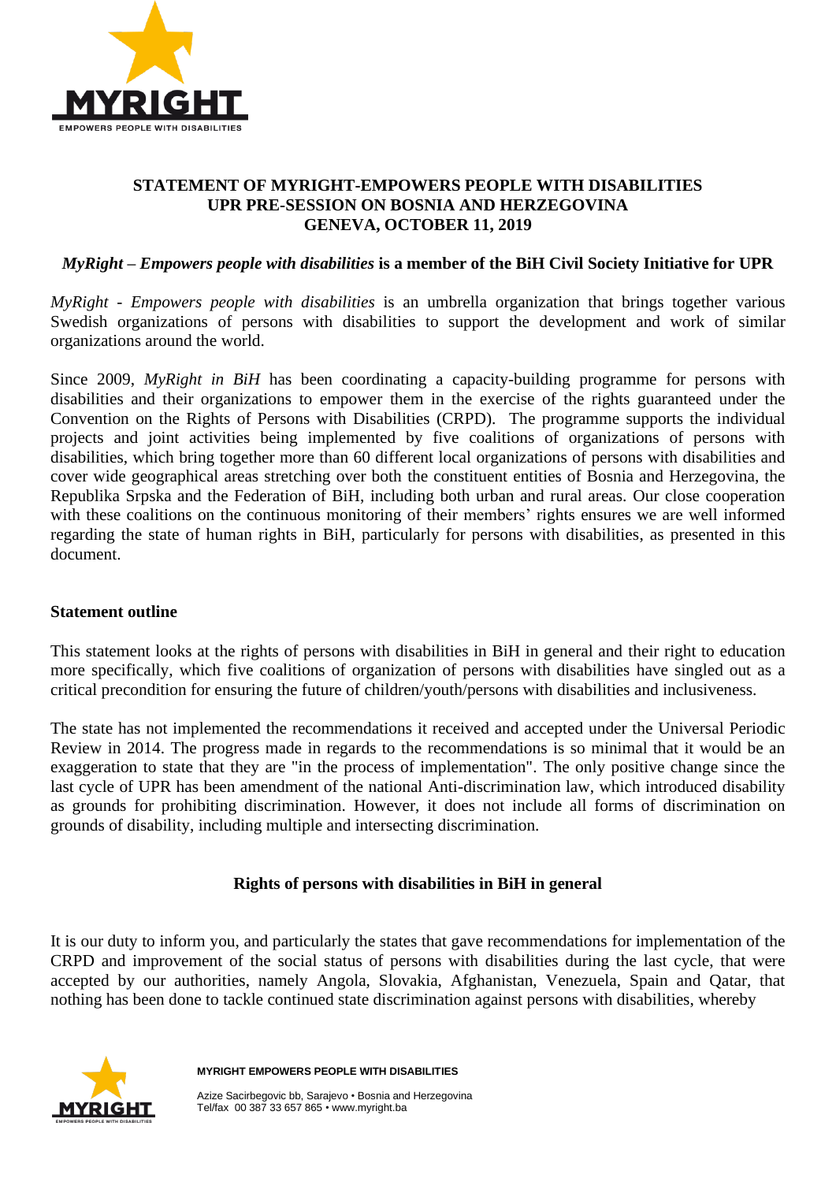**STATEMENT OF MYRIGHT-EMPOWERS PEOPLE WITH DISABILITIES**
**UPR PRE-SESSION ON BOSNIA AND HERZEGOVINA**
**GENEVA, OCTOBER 11, 2019**

***MyRight – Empowers people with disabilities* is a member of the BiH Civil Society Initiative for UPR**

*MyRight - Empowers people with disabilities* is an umbrella organization that brings together various Swedish organizations of persons with disabilities to support the development and work of similar organizations around the world.

Since 2009, *MyRight in BiH* has been coordinating a capacity-building programme for persons with disabilities and their organizations to empower them in the exercise of the rights guaranteed under the Convention on the Rights of Persons with Disabilities (CRPD). The programme supports the individual projects and joint activities being implemented by five coalitions of organizations of persons with disabilities, which bring together more than 60 different local organizations of persons with disabilities and cover wide geographical areas stretching over both the constituent entities of Bosnia and Herzegovina, the Republika Srpska and the Federation of BiH, including both urban and rural areas. Our close cooperation with these coalitions on the continuous monitoring of their members' rights ensures we are well informed regarding the state of human rights in BiH, particularly for persons with disabilities, as presented in this document.

**Statement outline**

This statement looks at the rights of persons with disabilities in BiH in general and their right to education more specifically, which five coalitions of organization of persons with disabilities have singled out as a critical precondition for ensuring the future of children/youth/persons with disabilities and inclusiveness.

The state has not implemented the recommendations it received and accepted under the Universal Periodic Review in 2014. The progress made in regards to the recommendations is so minimal that it would be an exaggeration to state that they are "in the process of implementation". The only positive change since the last cycle of UPR has been amendment of the national Anti-discrimination law, which introduced disability as grounds for prohibiting discrimination. However, it does not include all forms of discrimination on grounds of disability, including multiple and intersecting discrimination.

**Rights of persons with disabilities in BiH in general**

It is our duty to inform you, and particularly the states that gave recommendations for implementation of the CRPD and improvement of the social status of persons with disabilities during the last cycle, that were accepted by our authorities, namely Angola, Slovakia, Afghanistan, Venezuela, Spain and Qatar, that nothing has been done to tackle continued state discrimination against persons with disabilities, whereby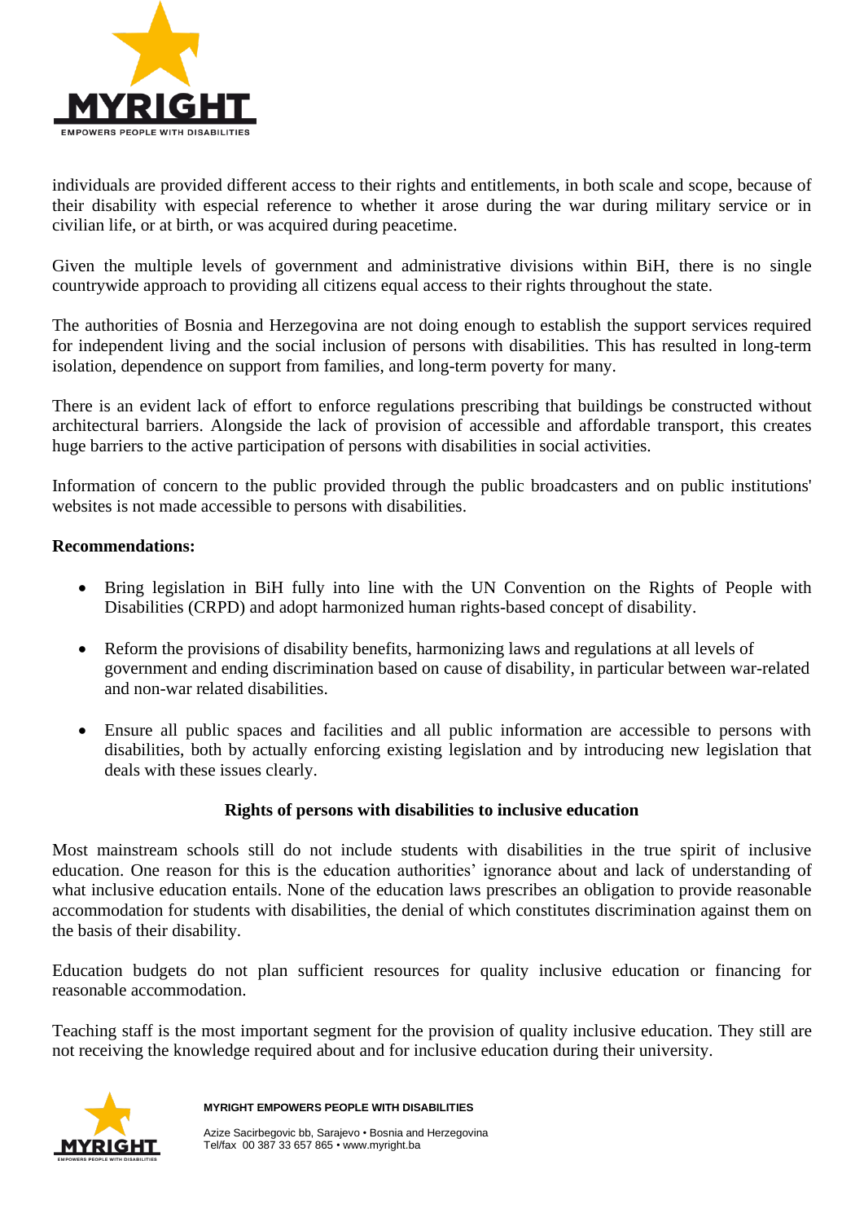individuals are provided different access to their rights and entitlements, in both scale and scope, because of their disability with especial reference to whether it arose during the war during military service or in civilian life, or at birth, or was acquired during peacetime.

Given the multiple levels of government and administrative divisions within BiH, there is no single countrywide approach to providing all citizens equal access to their rights throughout the state.

The authorities of Bosnia and Herzegovina are not doing enough to establish the support services required for independent living and the social inclusion of persons with disabilities. This has resulted in long-term isolation, dependence on support from families, and long-term poverty for many.

There is an evident lack of effort to enforce regulations prescribing that buildings be constructed without architectural barriers. Alongside the lack of provision of accessible and affordable transport, this creates huge barriers to the active participation of persons with disabilities in social activities.

Information of concern to the public provided through the public broadcasters and on public institutions' websites is not made accessible to persons with disabilities.

**Recommendations:**

- Bring legislation in BiH fully into line with the UN Convention on the Rights of People with Disabilities (CRPD) and adopt harmonized human rights-based concept of disability.
- Reform the provisions of disability benefits, harmonizing laws and regulations at all levels of government and ending discrimination based on cause of disability, in particular between war-related and non-war related disabilities.
- Ensure all public spaces and facilities and all public information are accessible to persons with disabilities, both by actually enforcing existing legislation and by introducing new legislation that deals with these issues clearly.

## Rights of persons with disabilities to inclusive education

Most mainstream schools still do not include students with disabilities in the true spirit of inclusive education. One reason for this is the education authorities' ignorance about and lack of understanding of what inclusive education entails. None of the education laws prescribes an obligation to provide reasonable accommodation for students with disabilities, the denial of which constitutes discrimination against them on the basis of their disability.

Education budgets do not plan sufficient resources for quality inclusive education or financing for reasonable accommodation.

Teaching staff is the most important segment for the provision of quality inclusive education. They still are not receiving the knowledge required about and for inclusive education during their university.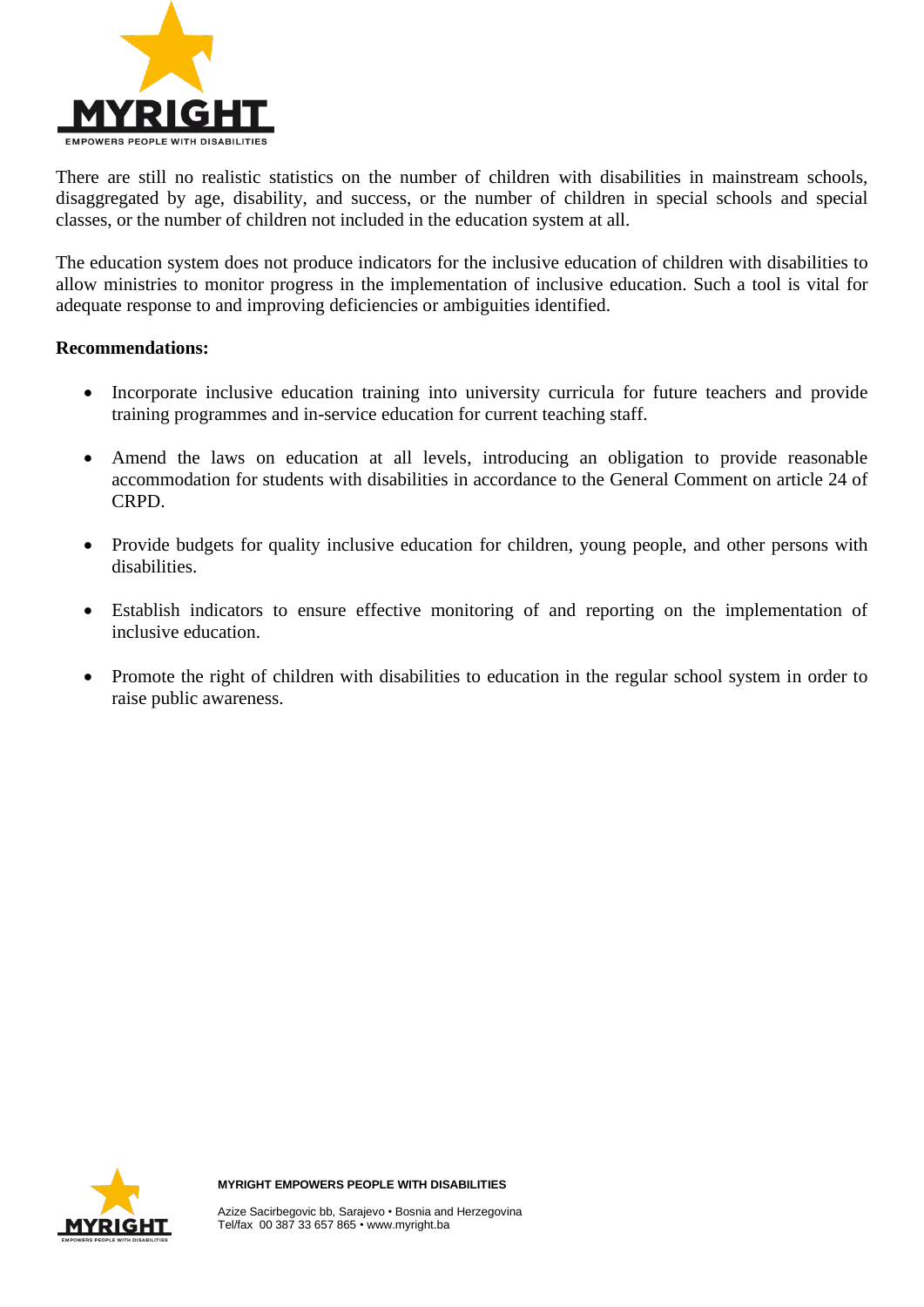There are still no realistic statistics on the number of children with disabilities in mainstream schools, disaggregated by age, disability, and success, or the number of children in special schools and special classes, or the number of children not included in the education system at all.

The education system does not produce indicators for the inclusive education of children with disabilities to allow ministries to monitor progress in the implementation of inclusive education. Such a tool is vital for adequate response to and improving deficiencies or ambiguities identified.

**Recommendations:**

- Incorporate inclusive education training into university curricula for future teachers and provide training programmes and in-service education for current teaching staff.
- Amend the laws on education at all levels, introducing an obligation to provide reasonable accommodation for students with disabilities in accordance to the General Comment on article 24 of CRPD.
- Provide budgets for quality inclusive education for children, young people, and other persons with disabilities.
- Establish indicators to ensure effective monitoring of and reporting on the implementation of inclusive education.
- Promote the right of children with disabilities to education in the regular school system in order to raise public awareness.